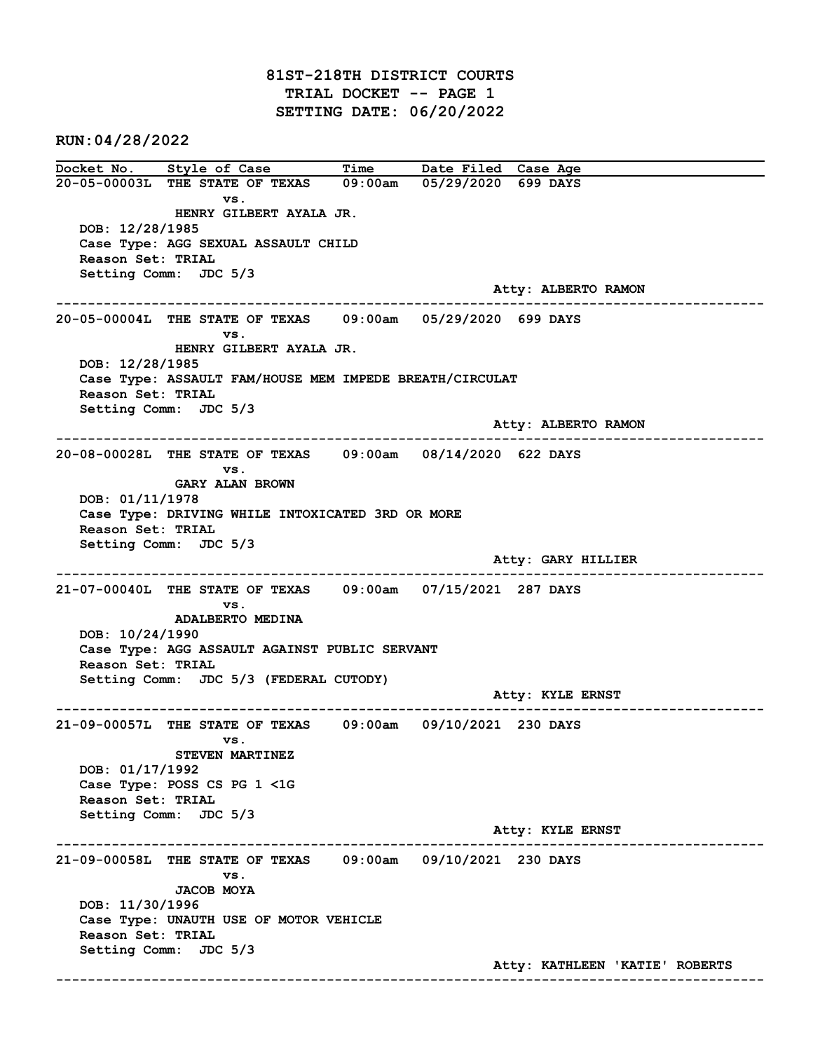# 81ST-218TH DISTRICT COURTS
## TRIAL DOCKET -- PAGE 1
## SETTING DATE: 06/20/2022

**RUN:04/28/2022**

| Docket No. | Style of Case | Time | Date Filed | Case Age |
|---|---|---|---|---|

**20-05-00003L** THE STATE OF TEXAS 09:00am 05/29/2020 699 DAYS
vs.
HENRY GILBERT AYALA JR.
DOB: 12/28/1985
Case Type: AGG SEXUAL ASSAULT CHILD
Reason Set: TRIAL
Setting Comm: JDC 5/3
Atty: ALBERTO RAMON

---

**20-05-00004L** THE STATE OF TEXAS 09:00am 05/29/2020 699 DAYS
vs.
HENRY GILBERT AYALA JR.
DOB: 12/28/1985
Case Type: ASSAULT FAM/HOUSE MEM IMPEDE BREATH/CIRCULAT
Reason Set: TRIAL
Setting Comm: JDC 5/3
Atty: ALBERTO RAMON

---

**20-08-00028L** THE STATE OF TEXAS 09:00am 08/14/2020 622 DAYS
vs.
GARY ALAN BROWN
DOB: 01/11/1978
Case Type: DRIVING WHILE INTOXICATED 3RD OR MORE
Reason Set: TRIAL
Setting Comm: JDC 5/3
Atty: GARY HILLIER

---

**21-07-00040L** THE STATE OF TEXAS 09:00am 07/15/2021 287 DAYS
vs.
ADALBERTO MEDINA
DOB: 10/24/1990
Case Type: AGG ASSAULT AGAINST PUBLIC SERVANT
Reason Set: TRIAL
Setting Comm: JDC 5/3 (FEDERAL CUTODY)
Atty: KYLE ERNST

---

**21-09-00057L** THE STATE OF TEXAS 09:00am 09/10/2021 230 DAYS
vs.
STEVEN MARTINEZ
DOB: 01/17/1992
Case Type: POSS CS PG 1 <1G
Reason Set: TRIAL
Setting Comm: JDC 5/3
Atty: KYLE ERNST

---

**21-09-00058L** THE STATE OF TEXAS 09:00am 09/10/2021 230 DAYS
vs.
JACOB MOYA
DOB: 11/30/1996
Case Type: UNAUTH USE OF MOTOR VEHICLE
Reason Set: TRIAL
Setting Comm: JDC 5/3
Atty: KATHLEEN 'KATIE' ROBERTS

---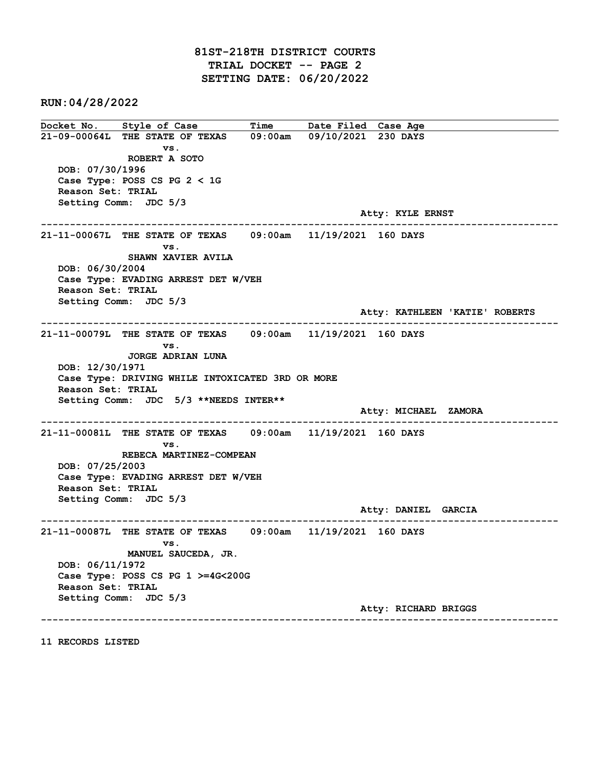**81ST-218TH DISTRICT COURTS**
**TRIAL DOCKET -- PAGE 2**
**SETTING DATE: 06/20/2022**

**RUN:04/28/2022**

| Docket No. | Style of Case | Time | Date Filed | Case Age |
|---|---|---|---|---|
| 21-09-00064L | THE STATE OF TEXAS vs. ROBERT A SOTO | 09:00am | 09/10/2021 | 230 DAYS |

DOB: 07/30/1996
Case Type: POSS CS PG 2 < 1G
Reason Set: TRIAL
Setting Comm: JDC 5/3
Atty: KYLE ERNST

---

| Docket No. | Style of Case | Time | Date Filed | Case Age |
|---|---|---|---|---|
| 21-11-00067L | THE STATE OF TEXAS vs. SHAWN XAVIER AVILA | 09:00am | 11/19/2021 | 160 DAYS |

DOB: 06/30/2004
Case Type: EVADING ARREST DET W/VEH
Reason Set: TRIAL
Setting Comm: JDC 5/3
Atty: KATHLEEN 'KATIE' ROBERTS

---

| Docket No. | Style of Case | Time | Date Filed | Case Age |
|---|---|---|---|---|
| 21-11-00079L | THE STATE OF TEXAS vs. JORGE ADRIAN LUNA | 09:00am | 11/19/2021 | 160 DAYS |

DOB: 12/30/1971
Case Type: DRIVING WHILE INTOXICATED 3RD OR MORE
Reason Set: TRIAL
Setting Comm: JDC 5/3 **NEEDS INTER**
Atty: MICHAEL ZAMORA

---

| Docket No. | Style of Case | Time | Date Filed | Case Age |
|---|---|---|---|---|
| 21-11-00081L | THE STATE OF TEXAS vs. REBECA MARTINEZ-COMPEAN | 09:00am | 11/19/2021 | 160 DAYS |

DOB: 07/25/2003
Case Type: EVADING ARREST DET W/VEH
Reason Set: TRIAL
Setting Comm: JDC 5/3
Atty: DANIEL GARCIA

---

| Docket No. | Style of Case | Time | Date Filed | Case Age |
|---|---|---|---|---|
| 21-11-00087L | THE STATE OF TEXAS vs. MANUEL SAUCEDA, JR. | 09:00am | 11/19/2021 | 160 DAYS |

DOB: 06/11/1972
Case Type: POSS CS PG 1 >=4G<200G
Reason Set: TRIAL
Setting Comm: JDC 5/3
Atty: RICHARD BRIGGS

---

11 RECORDS LISTED